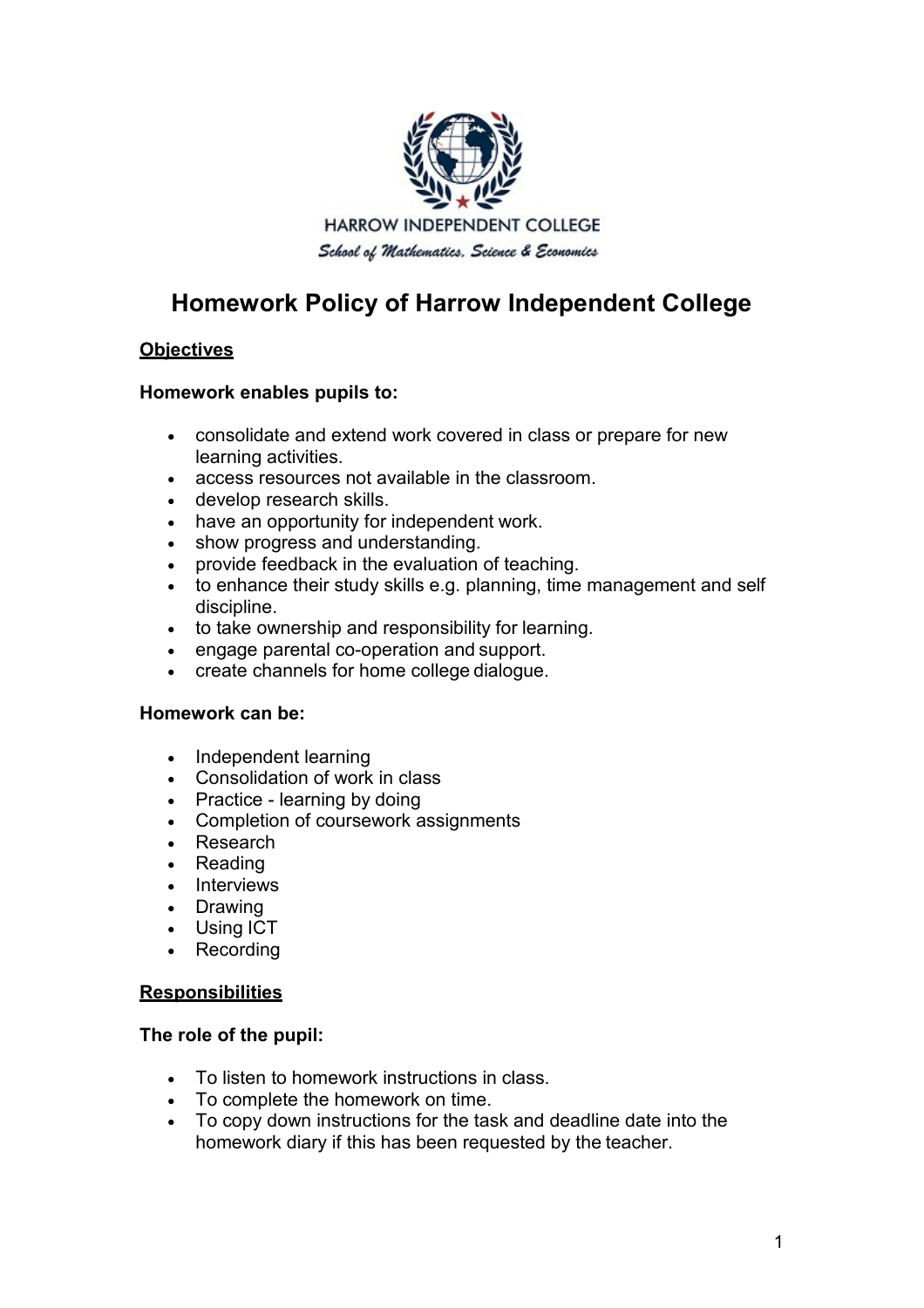HARROW INDEPENDENT COLLEGE

*School of Mathematics, Science & Economics*

# Homework Policy of Harrow Independent College

## Objectives

**Homework enables pupils to:**

- consolidate and extend work covered in class or prepare for new learning activities.
- access resources not available in the classroom.
- develop research skills.
- have an opportunity for independent work.
- show progress and understanding.
- provide feedback in the evaluation of teaching.
- to enhance their study skills e.g. planning, time management and self discipline.
- to take ownership and responsibility for learning.
- engage parental co-operation and support.
- create channels for home college dialogue.

**Homework can be:**

- Independent learning
- Consolidation of work in class
- Practice - learning by doing
- Completion of coursework assignments
- Research
- Reading
- Interviews
- Drawing
- Using ICT
- Recording

## Responsibilities

**The role of the pupil:**

- To listen to homework instructions in class.
- To complete the homework on time.
- To copy down instructions for the task and deadline date into the homework diary if this has been requested by the teacher.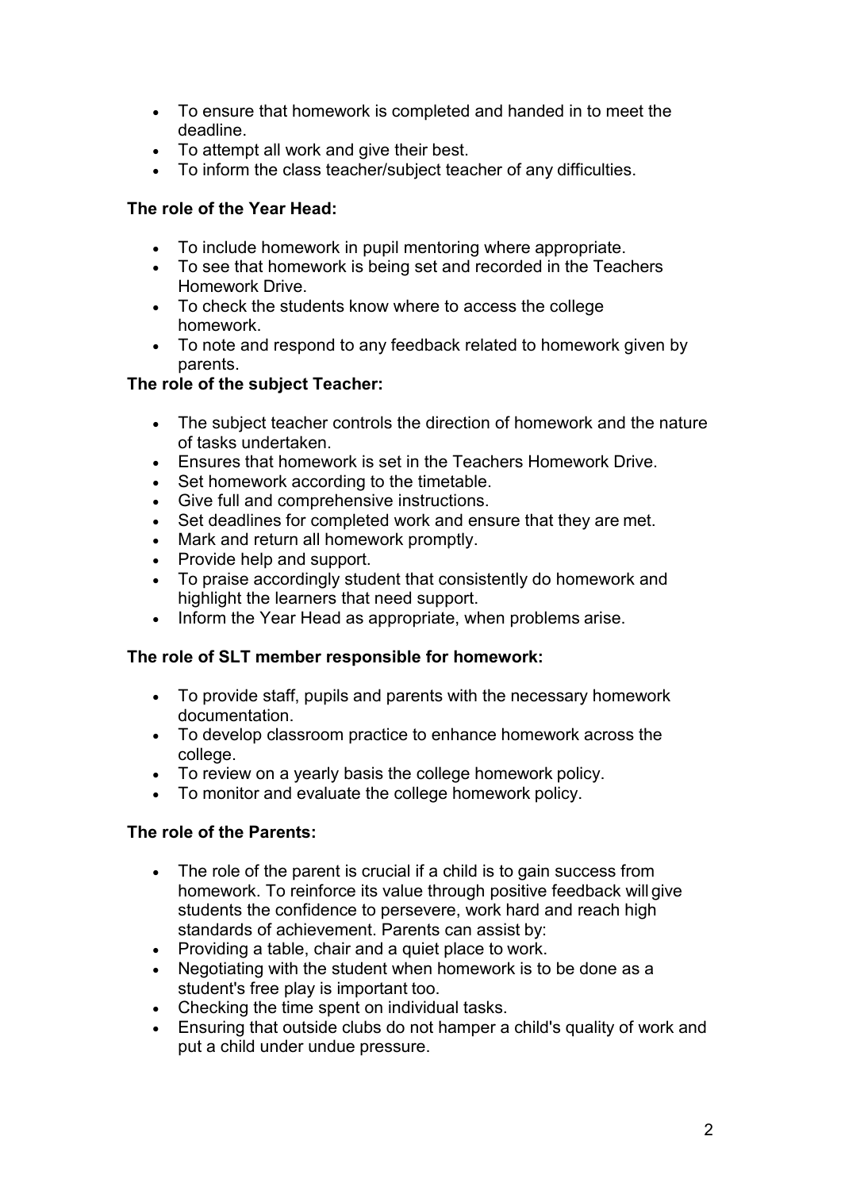- To ensure that homework is completed and handed in to meet the deadline.
- To attempt all work and give their best.
- To inform the class teacher/subject teacher of any difficulties.

**The role of the Year Head:**

- To include homework in pupil mentoring where appropriate.
- To see that homework is being set and recorded in the Teachers Homework Drive.
- To check the students know where to access the college homework.
- To note and respond to any feedback related to homework given by parents.

**The role of the subject Teacher:**

- The subject teacher controls the direction of homework and the nature of tasks undertaken.
- Ensures that homework is set in the Teachers Homework Drive.
- Set homework according to the timetable.
- Give full and comprehensive instructions.
- Set deadlines for completed work and ensure that they are met.
- Mark and return all homework promptly.
- Provide help and support.
- To praise accordingly student that consistently do homework and highlight the learners that need support.
- Inform the Year Head as appropriate, when problems arise.

**The role of SLT member responsible for homework:**

- To provide staff, pupils and parents with the necessary homework documentation.
- To develop classroom practice to enhance homework across the college.
- To review on a yearly basis the college homework policy.
- To monitor and evaluate the college homework policy.

**The role of the Parents:**

- The role of the parent is crucial if a child is to gain success from homework. To reinforce its value through positive feedback will give students the confidence to persevere, work hard and reach high standards of achievement. Parents can assist by:
- Providing a table, chair and a quiet place to work.
- Negotiating with the student when homework is to be done as a student's free play is important too.
- Checking the time spent on individual tasks.
- Ensuring that outside clubs do not hamper a child's quality of work and put a child under undue pressure.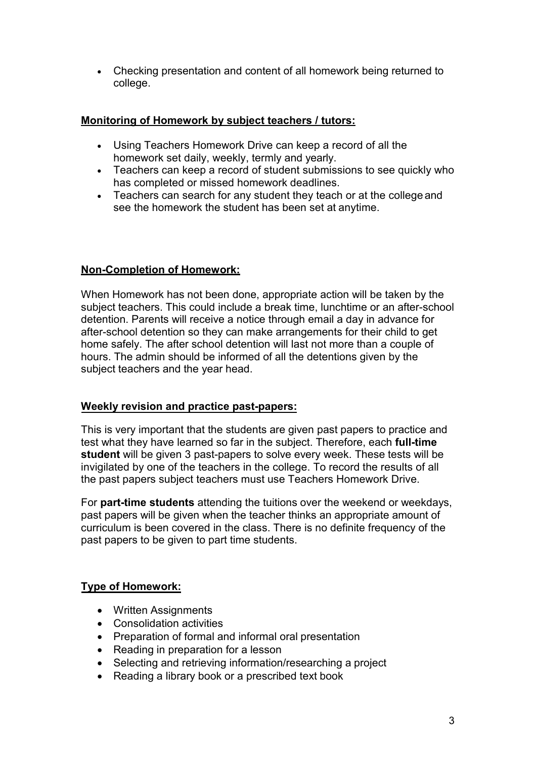- Checking presentation and content of all homework being returned to college.

**Monitoring of Homework by subject teachers / tutors:**

- Using Teachers Homework Drive can keep a record of all the homework set daily, weekly, termly and yearly.
- Teachers can keep a record of student submissions to see quickly who has completed or missed homework deadlines.
- Teachers can search for any student they teach or at the college and see the homework the student has been set at anytime.

**Non-Completion of Homework:**

When Homework has not been done, appropriate action will be taken by the subject teachers. This could include a break time, lunchtime or an after-school detention. Parents will receive a notice through email a day in advance for after-school detention so they can make arrangements for their child to get home safely. The after school detention will last not more than a couple of hours. The admin should be informed of all the detentions given by the subject teachers and the year head.

**Weekly revision and practice past-papers:**

This is very important that the students are given past papers to practice and test what they have learned so far in the subject. Therefore, each **full-time student** will be given 3 past-papers to solve every week. These tests will be invigilated by one of the teachers in the college. To record the results of all the past papers subject teachers must use Teachers Homework Drive.

For **part-time students** attending the tuitions over the weekend or weekdays, past papers will be given when the teacher thinks an appropriate amount of curriculum is been covered in the class. There is no definite frequency of the past papers to be given to part time students.

**Type of Homework:**

- Written Assignments
- Consolidation activities
- Preparation of formal and informal oral presentation
- Reading in preparation for a lesson
- Selecting and retrieving information/researching a project
- Reading a library book or a prescribed text book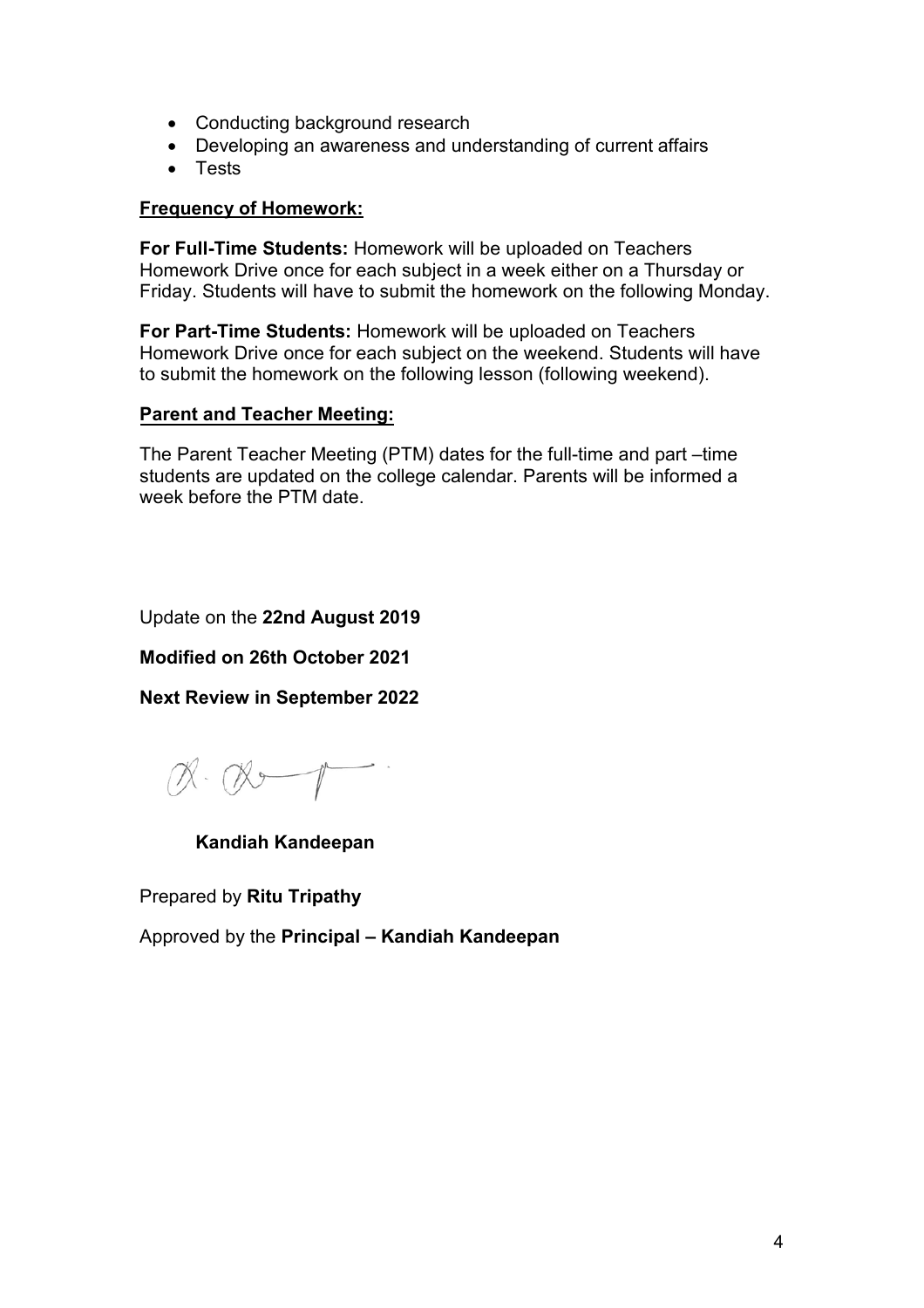- Conducting background research
- Developing an awareness and understanding of current affairs
- Tests

## Frequency of Homework:

**For Full-Time Students:** Homework will be uploaded on Teachers Homework Drive once for each subject in a week either on a Thursday or Friday. Students will have to submit the homework on the following Monday.

**For Part-Time Students:** Homework will be uploaded on Teachers Homework Drive once for each subject on the weekend. Students will have to submit the homework on the following lesson (following weekend).

## Parent and Teacher Meeting:

The Parent Teacher Meeting (PTM) dates for the full-time and part –time students are updated on the college calendar. Parents will be informed a week before the PTM date.

Update on the **22nd August 2019**

**Modified on 26th October 2021**

**Next Review in September 2022**

**Kandiah Kandeepan**

Prepared by **Ritu Tripathy**

Approved by the **Principal – Kandiah Kandeepan**